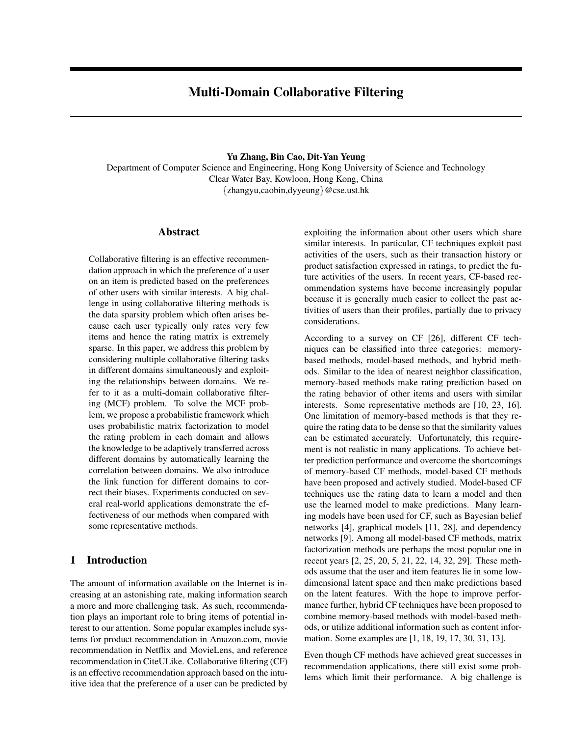# Multi-Domain Collaborative Filtering

**Yu Zhang, Bin Cao, Dit-Yan Yeung**
Department of Computer Science and Engineering, Hong Kong University of Science and Technology
Clear Water Bay, Kowloon, Hong Kong, China
{zhangyu,caobin,dyyeung}@cse.ust.hk

## Abstract

Collaborative filtering is an effective recommendation approach in which the preference of a user on an item is predicted based on the preferences of other users with similar interests. A big challenge in using collaborative filtering methods is the data sparsity problem which often arises because each user typically only rates very few items and hence the rating matrix is extremely sparse. In this paper, we address this problem by considering multiple collaborative filtering tasks in different domains simultaneously and exploiting the relationships between domains. We refer to it as a multi-domain collaborative filtering (MCF) problem. To solve the MCF problem, we propose a probabilistic framework which uses probabilistic matrix factorization to model the rating problem in each domain and allows the knowledge to be adaptively transferred across different domains by automatically learning the correlation between domains. We also introduce the link function for different domains to correct their biases. Experiments conducted on several real-world applications demonstrate the effectiveness of our methods when compared with some representative methods.

## 1 Introduction

The amount of information available on the Internet is increasing at an astonishing rate, making information search a more and more challenging task. As such, recommendation plays an important role to bring items of potential interest to our attention. Some popular examples include systems for product recommendation in Amazon.com, movie recommendation in Netflix and MovieLens, and reference recommendation in CiteULike. Collaborative filtering (CF) is an effective recommendation approach based on the intuitive idea that the preference of a user can be predicted by exploiting the information about other users which share similar interests. In particular, CF techniques exploit past activities of the users, such as their transaction history or product satisfaction expressed in ratings, to predict the future activities of the users. In recent years, CF-based recommendation systems have become increasingly popular because it is generally much easier to collect the past activities of users than their profiles, partially due to privacy considerations.

According to a survey on CF [26], different CF techniques can be classified into three categories: memory-based methods, model-based methods, and hybrid methods. Similar to the idea of nearest neighbor classification, memory-based methods make rating prediction based on the rating behavior of other items and users with similar interests. Some representative methods are [10, 23, 16]. One limitation of memory-based methods is that they require the rating data to be dense so that the similarity values can be estimated accurately. Unfortunately, this requirement is not realistic in many applications. To achieve better prediction performance and overcome the shortcomings of memory-based CF methods, model-based CF methods have been proposed and actively studied. Model-based CF techniques use the rating data to learn a model and then use the learned model to make predictions. Many learning models have been used for CF, such as Bayesian belief networks [4], graphical models [11, 28], and dependency networks [9]. Among all model-based CF methods, matrix factorization methods are perhaps the most popular one in recent years [2, 25, 20, 5, 21, 22, 14, 32, 29]. These methods assume that the user and item features lie in some low-dimensional latent space and then make predictions based on the latent features. With the hope to improve performance further, hybrid CF techniques have been proposed to combine memory-based methods with model-based methods, or utilize additional information such as content information. Some examples are [1, 18, 19, 17, 30, 31, 13].

Even though CF methods have achieved great successes in recommendation applications, there still exist some problems which limit their performance. A big challenge is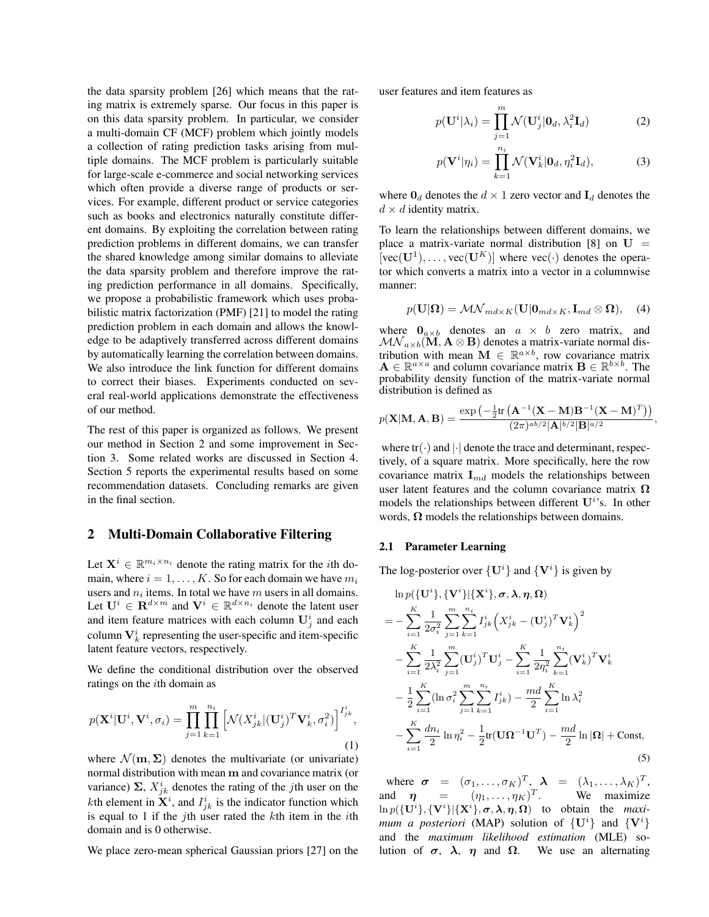the data sparsity problem [26] which means that the rating matrix is extremely sparse. Our focus in this paper is on this data sparsity problem. In particular, we consider a multi-domain CF (MCF) problem which jointly models a collection of rating prediction tasks arising from multiple domains. The MCF problem is particularly suitable for large-scale e-commerce and social networking services which often provide a diverse range of products or services. For example, different product or service categories such as books and electronics naturally constitute different domains. By exploiting the correlation between rating prediction problems in different domains, we can transfer the shared knowledge among similar domains to alleviate the data sparsity problem and therefore improve the rating prediction performance in all domains. Specifically, we propose a probabilistic framework which uses probabilistic matrix factorization (PMF) [21] to model the rating prediction problem in each domain and allows the knowledge to be adaptively transferred across different domains by automatically learning the correlation between domains. We also introduce the link function for different domains to correct their biases. Experiments conducted on several real-world applications demonstrate the effectiveness of our method.

The rest of this paper is organized as follows. We present our method in Section 2 and some improvement in Section 3. Some related works are discussed in Section 4. Section 5 reports the experimental results based on some recommendation datasets. Concluding remarks are given in the final section.

## 2 Multi-Domain Collaborative Filtering

Let $\mathbf{X}^i \in \mathbb{R}^{m_i \times n_i}$ denote the rating matrix for the $i$th domain, where $i = 1, \ldots, K$. So for each domain we have $m_i$ users and $n_i$ items. In total we have $m$ users in all domains. Let $\mathbf{U}^i \in \mathbf{R}^{d \times m}$ and $\mathbf{V}^i \in \mathbb{R}^{d \times n_i}$ denote the latent user and item feature matrices with each column $\mathbf{U}^i_j$ and each column $\mathbf{V}^i_k$ representing the user-specific and item-specific latent feature vectors, respectively.

We define the conditional distribution over the observed ratings on the $i$th domain as

$$p(\mathbf{X}^i|\mathbf{U}^i, \mathbf{V}^i, \sigma_i) = \prod_{j=1}^{m} \prod_{k=1}^{n_i} \Big[\mathcal{N}(X^i_{jk}|(\mathbf{U}^i_j)^T \mathbf{V}^i_k, \sigma_i^2)\Big]^{I^i_{jk}}, \tag{1}$$

where $\mathcal{N}(\mathbf{m}, \mathbf{\Sigma})$ denotes the multivariate (or univariate) normal distribution with mean $\mathbf{m}$ and covariance matrix (or variance) $\mathbf{\Sigma}$, $X^i_{jk}$ denotes the rating of the $j$th user on the $k$th element in $\mathbf{X}^i$, and $I^i_{jk}$ is the indicator function which is equal to 1 if the $j$th user rated the $k$th item in the $i$th domain and is 0 otherwise.

We place zero-mean spherical Gaussian priors [27] on the user features and item features as

$$p(\mathbf{U}^i|\lambda_i) = \prod_{j=1}^{m} \mathcal{N}(\mathbf{U}^i_j|\mathbf{0}_d, \lambda_i^2 \mathbf{I}_d) \tag{2}$$

$$p(\mathbf{V}^i|\eta_i) = \prod_{k=1}^{n_i} \mathcal{N}(\mathbf{V}^i_k|\mathbf{0}_d, \eta_i^2 \mathbf{I}_d), \tag{3}$$

where $\mathbf{0}_d$ denotes the $d \times 1$ zero vector and $\mathbf{I}_d$ denotes the $d \times d$ identity matrix.

To learn the relationships between different domains, we place a matrix-variate normal distribution [8] on $\mathbf{U} = [\text{vec}(\mathbf{U}^1), \ldots, \text{vec}(\mathbf{U}^K)]$ where $\text{vec}(\cdot)$ denotes the operator which converts a matrix into a vector in a columnwise manner:

$$p(\mathbf{U}|\mathbf{\Omega}) = \mathcal{MN}_{md \times K}(\mathbf{U}|\mathbf{0}_{md \times K}, \mathbf{I}_{md} \otimes \mathbf{\Omega}), \tag{4}$$

where $\mathbf{0}_{a \times b}$ denotes an $a \times b$ zero matrix, and $\mathcal{MN}_{a \times b}(\mathbf{M}, \mathbf{A} \otimes \mathbf{B})$ denotes a matrix-variate normal distribution with mean $\mathbf{M} \in \mathbb{R}^{a \times b}$, row covariance matrix $\mathbf{A} \in \mathbb{R}^{a \times a}$ and column covariance matrix $\mathbf{B} \in \mathbb{R}^{b \times b}$. The probability density function of the matrix-variate normal distribution is defined as

$$p(\mathbf{X}|\mathbf{M}, \mathbf{A}, \mathbf{B}) = \frac{\exp\left(-\frac{1}{2}\text{tr}\left(\mathbf{A}^{-1}(\mathbf{X} - \mathbf{M})\mathbf{B}^{-1}(\mathbf{X} - \mathbf{M})^T\right)\right)}{(2\pi)^{ab/2}|\mathbf{A}|^{b/2}|\mathbf{B}|^{a/2}},$$

where $\text{tr}(\cdot)$ and $|\cdot|$ denote the trace and determinant, respectively, of a square matrix. More specifically, here the row covariance matrix $\mathbf{I}_{md}$ models the relationships between user latent features and the column covariance matrix $\mathbf{\Omega}$ models the relationships between different $\mathbf{U}^i$'s. In other words, $\mathbf{\Omega}$ models the relationships between domains.

### 2.1 Parameter Learning

The log-posterior over $\{\mathbf{U}^i\}$ and $\{\mathbf{V}^i\}$ is given by

$$\begin{aligned}
&\ln p(\{\mathbf{U}^i\}, \{\mathbf{V}^i\}|\{\mathbf{X}^i\}, \boldsymbol{\sigma}, \boldsymbol{\lambda}, \boldsymbol{\eta}, \mathbf{\Omega}) \\
&= -\sum_{i=1}^{K} \frac{1}{2\sigma_i^2} \sum_{j=1}^{m} \sum_{k=1}^{n_i} I^i_{jk} \Big(X^i_{jk} - (\mathbf{U}^i_j)^T \mathbf{V}^i_k\Big)^2 \\
&\quad - \sum_{i=1}^{K} \frac{1}{2\lambda_i^2} \sum_{j=1}^{m} (\mathbf{U}^i_j)^T \mathbf{U}^i_j - \sum_{i=1}^{K} \frac{1}{2\eta_i^2} \sum_{k=1}^{n_i} (\mathbf{V}^i_k)^T \mathbf{V}^i_k \\
&\quad - \frac{1}{2} \sum_{i=1}^{K} (\ln \sigma_i^2 \sum_{j=1}^{m} \sum_{k=1}^{n_i} I^i_{jk}) - \frac{md}{2} \sum_{i=1}^{K} \ln \lambda_i^2 \\
&\quad - \sum_{i=1}^{K} \frac{dn_i}{2} \ln \eta_i^2 - \frac{1}{2}\text{tr}(\mathbf{U}\mathbf{\Omega}^{-1}\mathbf{U}^T) - \frac{md}{2} \ln |\mathbf{\Omega}| + \text{Const},
\end{aligned} \tag{5}$$

where $\boldsymbol{\sigma} = (\sigma_1, \ldots, \sigma_K)^T$, $\boldsymbol{\lambda} = (\lambda_1, \ldots, \lambda_K)^T$, and $\boldsymbol{\eta} = (\eta_1, \ldots, \eta_K)^T$. We maximize $\ln p(\{\mathbf{U}^i\}, \{\mathbf{V}^i\}|\{\mathbf{X}^i\}, \boldsymbol{\sigma}, \boldsymbol{\lambda}, \boldsymbol{\eta}, \mathbf{\Omega})$ to obtain the *maximum a posteriori* (MAP) solution of $\{\mathbf{U}^i\}$ and $\{\mathbf{V}^i\}$ and the *maximum likelihood estimation* (MLE) solution of $\boldsymbol{\sigma}$, $\boldsymbol{\lambda}$, $\boldsymbol{\eta}$ and $\mathbf{\Omega}$. We use an alternating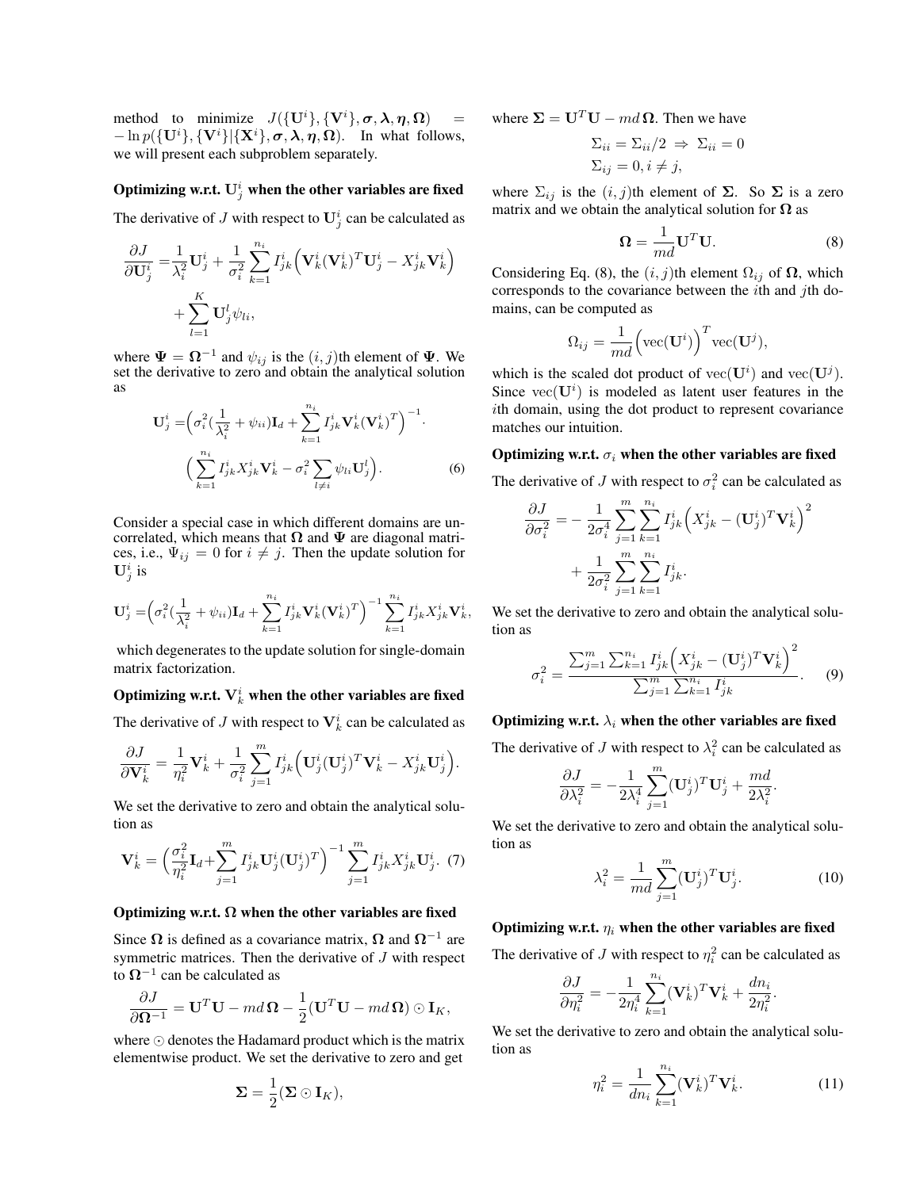method to minimize $J(\{\mathbf{U}^i\}, \{\mathbf{V}^i\}, \boldsymbol{\sigma}, \boldsymbol{\lambda}, \boldsymbol{\eta}, \boldsymbol{\Omega}) = -\ln p(\{\mathbf{U}^i\}, \{\mathbf{V}^i\} | \{\mathbf{X}^i\}, \boldsymbol{\sigma}, \boldsymbol{\lambda}, \boldsymbol{\eta}, \boldsymbol{\Omega})$. In what follows, we will present each subproblem separately.

### Optimizing w.r.t. $\mathbf{U}^i_j$ when the other variables are fixed

The derivative of $J$ with respect to $\mathbf{U}^i_j$ can be calculated as

$$\frac{\partial J}{\partial \mathbf{U}^i_j} = \frac{1}{\lambda_i^2}\mathbf{U}^i_j + \frac{1}{\sigma_i^2}\sum_{k=1}^{n_i} I^i_{jk}\Big(\mathbf{V}^i_k(\mathbf{V}^i_k)^T\mathbf{U}^i_j - X^i_{jk}\mathbf{V}^i_k\Big) + \sum_{l=1}^{K}\mathbf{U}^l_j\psi_{li},$$

where $\boldsymbol{\Psi} = \boldsymbol{\Omega}^{-1}$ and $\psi_{ij}$ is the $(i,j)$th element of $\boldsymbol{\Psi}$. We set the derivative to zero and obtain the analytical solution as

$$\mathbf{U}^i_j = \Big(\sigma_i^2(\frac{1}{\lambda_i^2} + \psi_{ii})\mathbf{I}_d + \sum_{k=1}^{n_i} I^i_{jk}\mathbf{V}^i_k(\mathbf{V}^i_k)^T\Big)^{-1} \cdot \Big(\sum_{k=1}^{n_i} I^i_{jk}X^i_{jk}\mathbf{V}^i_k - \sigma_i^2\sum_{l\neq i}\psi_{li}\mathbf{U}^l_j\Big). \tag{6}$$

Consider a special case in which different domains are uncorrelated, which means that $\boldsymbol{\Omega}$ and $\boldsymbol{\Psi}$ are diagonal matrices, i.e., $\Psi_{ij} = 0$ for $i \neq j$. Then the update solution for $\mathbf{U}^i_j$ is

$$\mathbf{U}^i_j = \Big(\sigma_i^2(\frac{1}{\lambda_i^2} + \psi_{ii})\mathbf{I}_d + \sum_{k=1}^{n_i} I^i_{jk}\mathbf{V}^i_k(\mathbf{V}^i_k)^T\Big)^{-1}\sum_{k=1}^{n_i} I^i_{jk}X^i_{jk}\mathbf{V}^i_k,$$

which degenerates to the update solution for single-domain matrix factorization.

### Optimizing w.r.t. $\mathbf{V}^i_k$ when the other variables are fixed

The derivative of $J$ with respect to $\mathbf{V}^i_k$ can be calculated as

$$\frac{\partial J}{\partial \mathbf{V}^i_k} = \frac{1}{\eta_i^2}\mathbf{V}^i_k + \frac{1}{\sigma_i^2}\sum_{j=1}^{m} I^i_{jk}\Big(\mathbf{U}^i_j(\mathbf{U}^i_j)^T\mathbf{V}^i_k - X^i_{jk}\mathbf{U}^i_j\Big).$$

We set the derivative to zero and obtain the analytical solution as

$$\mathbf{V}^i_k = \Big(\frac{\sigma_i^2}{\eta_i^2}\mathbf{I}_d + \sum_{j=1}^{m} I^i_{jk}\mathbf{U}^i_j(\mathbf{U}^i_j)^T\Big)^{-1}\sum_{j=1}^{m} I^i_{jk}X^i_{jk}\mathbf{U}^i_j. \tag{7}$$

### Optimizing w.r.t. $\boldsymbol{\Omega}$ when the other variables are fixed

Since $\boldsymbol{\Omega}$ is defined as a covariance matrix, $\boldsymbol{\Omega}$ and $\boldsymbol{\Omega}^{-1}$ are symmetric matrices. Then the derivative of $J$ with respect to $\boldsymbol{\Omega}^{-1}$ can be calculated as

$$\frac{\partial J}{\partial \boldsymbol{\Omega}^{-1}} = \mathbf{U}^T\mathbf{U} - md\,\boldsymbol{\Omega} - \frac{1}{2}(\mathbf{U}^T\mathbf{U} - md\,\boldsymbol{\Omega}) \odot \mathbf{I}_K,$$

where $\odot$ denotes the Hadamard product which is the matrix elementwise product. We set the derivative to zero and get

$$\boldsymbol{\Sigma} = \frac{1}{2}(\boldsymbol{\Sigma} \odot \mathbf{I}_K),$$

where $\boldsymbol{\Sigma} = \mathbf{U}^T\mathbf{U} - md\,\boldsymbol{\Omega}$. Then we have

$$\Sigma_{ii} = \Sigma_{ii}/2 \Rightarrow \Sigma_{ii} = 0$$
$$\Sigma_{ij} = 0, i \neq j,$$

where $\Sigma_{ij}$ is the $(i,j)$th element of $\boldsymbol{\Sigma}$. So $\boldsymbol{\Sigma}$ is a zero matrix and we obtain the analytical solution for $\boldsymbol{\Omega}$ as

$$\boldsymbol{\Omega} = \frac{1}{md}\mathbf{U}^T\mathbf{U}. \tag{8}$$

Considering Eq. (8), the $(i,j)$th element $\Omega_{ij}$ of $\boldsymbol{\Omega}$, which corresponds to the covariance between the $i$th and $j$th domains, can be computed as

$$\Omega_{ij} = \frac{1}{md}\Big(\mathrm{vec}(\mathbf{U}^i)\Big)^T\mathrm{vec}(\mathbf{U}^j),$$

which is the scaled dot product of $\mathrm{vec}(\mathbf{U}^i)$ and $\mathrm{vec}(\mathbf{U}^j)$. Since $\mathrm{vec}(\mathbf{U}^i)$ is modeled as latent user features in the $i$th domain, using the dot product to represent covariance matches our intuition.

### Optimizing w.r.t. $\sigma_i$ when the other variables are fixed

The derivative of $J$ with respect to $\sigma_i^2$ can be calculated as

$$\frac{\partial J}{\partial \sigma_i^2} = -\frac{1}{2\sigma_i^4}\sum_{j=1}^{m}\sum_{k=1}^{n_i} I^i_{jk}\Big(X^i_{jk} - (\mathbf{U}^i_j)^T\mathbf{V}^i_k\Big)^2 + \frac{1}{2\sigma_i^2}\sum_{j=1}^{m}\sum_{k=1}^{n_i} I^i_{jk}.$$

We set the derivative to zero and obtain the analytical solution as

$$\sigma_i^2 = \frac{\sum_{j=1}^{m}\sum_{k=1}^{n_i} I^i_{jk}\Big(X^i_{jk} - (\mathbf{U}^i_j)^T\mathbf{V}^i_k\Big)^2}{\sum_{j=1}^{m}\sum_{k=1}^{n_i} I^i_{jk}}. \tag{9}$$

### Optimizing w.r.t. $\lambda_i$ when the other variables are fixed

The derivative of $J$ with respect to $\lambda_i^2$ can be calculated as

$$\frac{\partial J}{\partial \lambda_i^2} = -\frac{1}{2\lambda_i^4}\sum_{j=1}^{m}(\mathbf{U}^i_j)^T\mathbf{U}^i_j + \frac{md}{2\lambda_i^2}.$$

We set the derivative to zero and obtain the analytical solution as

$$\lambda_i^2 = \frac{1}{md}\sum_{j=1}^{m}(\mathbf{U}^i_j)^T\mathbf{U}^i_j. \tag{10}$$

### Optimizing w.r.t. $\eta_i$ when the other variables are fixed

The derivative of $J$ with respect to $\eta_i^2$ can be calculated as

$$\frac{\partial J}{\partial \eta_i^2} = -\frac{1}{2\eta_i^4}\sum_{k=1}^{n_i}(\mathbf{V}^i_k)^T\mathbf{V}^i_k + \frac{dn_i}{2\eta_i^2}.$$

We set the derivative to zero and obtain the analytical solution as

$$\eta_i^2 = \frac{1}{dn_i}\sum_{k=1}^{n_i}(\mathbf{V}^i_k)^T\mathbf{V}^i_k. \tag{11}$$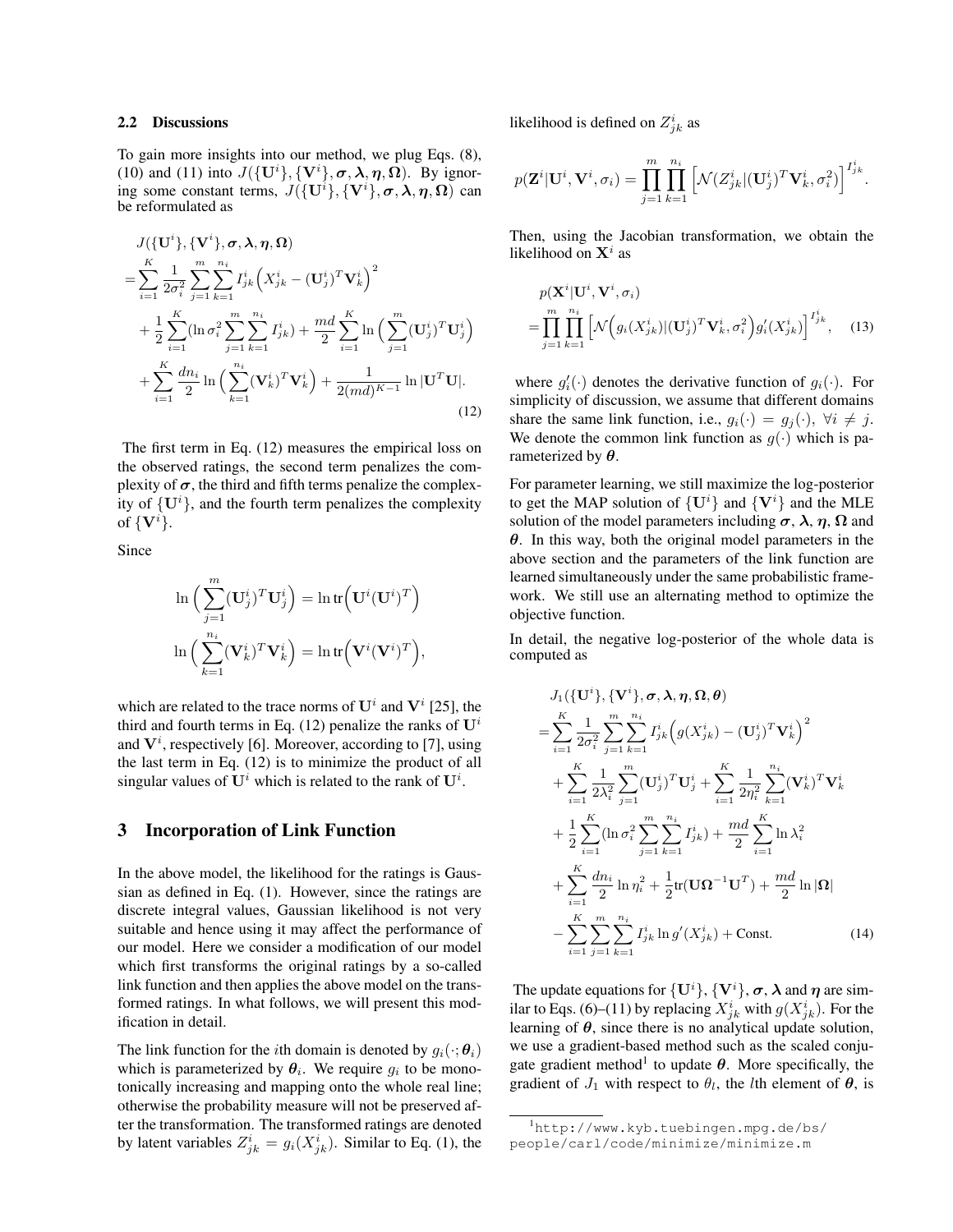### 2.2 Discussions

To gain more insights into our method, we plug Eqs. (8), (10) and (11) into $J(\{\mathbf{U}^i\}, \{\mathbf{V}^i\}, \boldsymbol{\sigma}, \boldsymbol{\lambda}, \boldsymbol{\eta}, \boldsymbol{\Omega})$. By ignoring some constant terms, $J(\{\mathbf{U}^i\}, \{\mathbf{V}^i\}, \boldsymbol{\sigma}, \boldsymbol{\lambda}, \boldsymbol{\eta}, \boldsymbol{\Omega})$ can be reformulated as

$$
\begin{aligned}
& J(\{\mathbf{U}^i\}, \{\mathbf{V}^i\}, \boldsymbol{\sigma}, \boldsymbol{\lambda}, \boldsymbol{\eta}, \boldsymbol{\Omega}) \\
=& \sum_{i=1}^{K} \frac{1}{2\sigma_i^2} \sum_{j=1}^{m} \sum_{k=1}^{n_i} I_{jk}^i \Big( X_{jk}^i - (\mathbf{U}_j^i)^T \mathbf{V}_k^i \Big)^2 \\
&+ \frac{1}{2} \sum_{i=1}^{K} (\ln \sigma_i^2 \sum_{j=1}^{m} \sum_{k=1}^{n_i} I_{jk}^i) + \frac{md}{2} \sum_{i=1}^{K} \ln \Big( \sum_{j=1}^{m} (\mathbf{U}_j^i)^T \mathbf{U}_j^i \Big) \\
&+ \sum_{i=1}^{K} \frac{dn_i}{2} \ln \Big( \sum_{k=1}^{n_i} (\mathbf{V}_k^i)^T \mathbf{V}_k^i \Big) + \frac{1}{2(md)^{K-1}} \ln |\mathbf{U}^T \mathbf{U}|.
\end{aligned}
\tag{12}
$$

The first term in Eq. (12) measures the empirical loss on the observed ratings, the second term penalizes the complexity of $\boldsymbol{\sigma}$, the third and fifth terms penalize the complexity of $\{\mathbf{U}^i\}$, and the fourth term penalizes the complexity of $\{\mathbf{V}^i\}$.

Since

$$
\ln \Big( \sum_{j=1}^{m} (\mathbf{U}_j^i)^T \mathbf{U}_j^i \Big) = \ln \mathrm{tr} \Big( \mathbf{U}^i (\mathbf{U}^i)^T \Big)
$$

$$
\ln \Big( \sum_{k=1}^{n_i} (\mathbf{V}_k^i)^T \mathbf{V}_k^i \Big) = \ln \mathrm{tr} \Big( \mathbf{V}^i (\mathbf{V}^i)^T \Big),
$$

which are related to the trace norms of $\mathbf{U}^i$ and $\mathbf{V}^i$ [25], the third and fourth terms in Eq. (12) penalize the ranks of $\mathbf{U}^i$ and $\mathbf{V}^i$, respectively [6]. Moreover, according to [7], using the last term in Eq. (12) is to minimize the product of all singular values of $\mathbf{U}^i$ which is related to the rank of $\mathbf{U}^i$.

## 3 Incorporation of Link Function

In the above model, the likelihood for the ratings is Gaussian as defined in Eq. (1). However, since the ratings are discrete integral values, Gaussian likelihood is not very suitable and hence using it may affect the performance of our model. Here we consider a modification of our model which first transforms the original ratings by a so-called link function and then applies the above model on the transformed ratings. In what follows, we will present this modification in detail.

The link function for the $i$th domain is denoted by $g_i(\cdot; \boldsymbol{\theta}_i)$ which is parameterized by $\boldsymbol{\theta}_i$. We require $g_i$ to be monotonically increasing and mapping onto the whole real line; otherwise the probability measure will not be preserved after the transformation. The transformed ratings are denoted by latent variables $Z_{jk}^i = g_i(X_{jk}^i)$. Similar to Eq. (1), the likelihood is defined on $Z_{jk}^i$ as

$$
p(\mathbf{Z}^i | \mathbf{U}^i, \mathbf{V}^i, \sigma_i) = \prod_{j=1}^{m} \prod_{k=1}^{n_i} \Big[ \mathcal{N}(Z_{jk}^i | (\mathbf{U}_j^i)^T \mathbf{V}_k^i, \sigma_i^2) \Big]^{I_{jk}^i}.
$$

Then, using the Jacobian transformation, we obtain the likelihood on $\mathbf{X}^i$ as

$$
\begin{aligned}
& p(\mathbf{X}^i | \mathbf{U}^i, \mathbf{V}^i, \sigma_i) \\
=& \prod_{j=1}^{m} \prod_{k=1}^{n_i} \Big[ \mathcal{N}\Big( g_i(X_{jk}^i) | (\mathbf{U}_j^i)^T \mathbf{V}_k^i, \sigma_i^2 \Big) g_i'(X_{jk}^i) \Big]^{I_{jk}^i},
\end{aligned}
\tag{13}
$$

where $g_i'(\cdot)$ denotes the derivative function of $g_i(\cdot)$. For simplicity of discussion, we assume that different domains share the same link function, i.e., $g_i(\cdot) = g_j(\cdot),\ \forall i \neq j$. We denote the common link function as $g(\cdot)$ which is parameterized by $\boldsymbol{\theta}$.

For parameter learning, we still maximize the log-posterior to get the MAP solution of $\{\mathbf{U}^i\}$ and $\{\mathbf{V}^i\}$ and the MLE solution of the model parameters including $\boldsymbol{\sigma}, \boldsymbol{\lambda}, \boldsymbol{\eta}, \boldsymbol{\Omega}$ and $\boldsymbol{\theta}$. In this way, both the original model parameters in the above section and the parameters of the link function are learned simultaneously under the same probabilistic framework. We still use an alternating method to optimize the objective function.

In detail, the negative log-posterior of the whole data is computed as

$$
\begin{aligned}
& J_1(\{\mathbf{U}^i\}, \{\mathbf{V}^i\}, \boldsymbol{\sigma}, \boldsymbol{\lambda}, \boldsymbol{\eta}, \boldsymbol{\Omega}, \boldsymbol{\theta}) \\
=& \sum_{i=1}^{K} \frac{1}{2\sigma_i^2} \sum_{j=1}^{m} \sum_{k=1}^{n_i} I_{jk}^i \Big( g(X_{jk}^i) - (\mathbf{U}_j^i)^T \mathbf{V}_k^i \Big)^2 \\
&+ \sum_{i=1}^{K} \frac{1}{2\lambda_i^2} \sum_{j=1}^{m} (\mathbf{U}_j^i)^T \mathbf{U}_j^i + \sum_{i=1}^{K} \frac{1}{2\eta_i^2} \sum_{k=1}^{n_i} (\mathbf{V}_k^i)^T \mathbf{V}_k^i \\
&+ \frac{1}{2} \sum_{i=1}^{K} (\ln \sigma_i^2 \sum_{j=1}^{m} \sum_{k=1}^{n_i} I_{jk}^i) + \frac{md}{2} \sum_{i=1}^{K} \ln \lambda_i^2 \\
&+ \sum_{i=1}^{K} \frac{dn_i}{2} \ln \eta_i^2 + \frac{1}{2} \mathrm{tr}(\mathbf{U} \boldsymbol{\Omega}^{-1} \mathbf{U}^T) + \frac{md}{2} \ln |\boldsymbol{\Omega}| \\
&- \sum_{i=1}^{K} \sum_{j=1}^{m} \sum_{k=1}^{n_i} I_{jk}^i \ln g'(X_{jk}^i) + \text{Const.}
\end{aligned}
\tag{14}
$$

The update equations for $\{\mathbf{U}^i\}, \{\mathbf{V}^i\}, \boldsymbol{\sigma}, \boldsymbol{\lambda}$ and $\boldsymbol{\eta}$ are similar to Eqs. (6)–(11) by replacing $X_{jk}^i$ with $g(X_{jk}^i)$. For the learning of $\boldsymbol{\theta}$, since there is no analytical update solution, we use a gradient-based method such as the scaled conjugate gradient method[1] to update $\boldsymbol{\theta}$. More specifically, the gradient of $J_1$ with respect to $\theta_l$, the $l$th element of $\boldsymbol{\theta}$, is

[1] http://www.kyb.tuebingen.mpg.de/bs/people/carl/code/minimize/minimize.m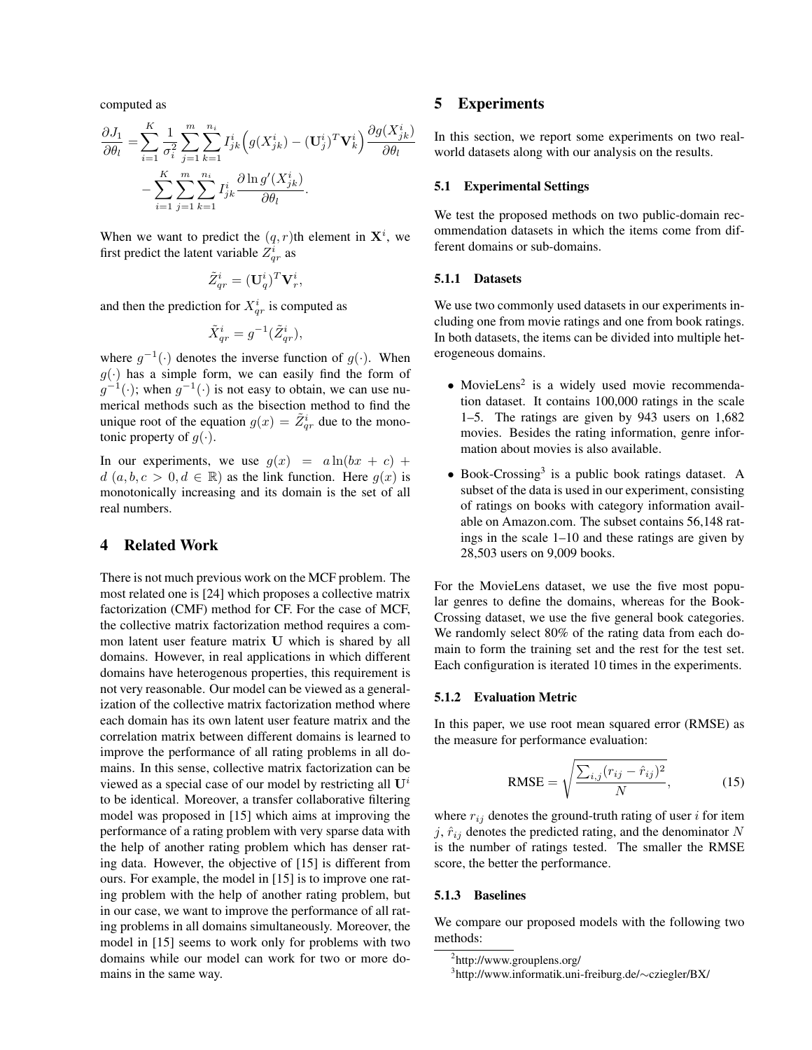computed as

$$\frac{\partial J_1}{\partial \theta_l} = \sum_{i=1}^{K} \frac{1}{\sigma_i^2} \sum_{j=1}^{m} \sum_{k=1}^{n_i} I_{jk}^i \Big( g(X_{jk}^i) - (\mathbf{U}_j^i)^T \mathbf{V}_k^i \Big) \frac{\partial g(X_{jk}^i)}{\partial \theta_l} - \sum_{i=1}^{K} \sum_{j=1}^{m} \sum_{k=1}^{n_i} I_{jk}^i \frac{\partial \ln g'(X_{jk}^i)}{\partial \theta_l}.$$

When we want to predict the $(q, r)$th element in $\mathbf{X}^i$, we first predict the latent variable $Z_{qr}^i$ as

$$\tilde{Z}_{qr}^i = (\mathbf{U}_q^i)^T \mathbf{V}_r^i,$$

and then the prediction for $X_{qr}^i$ is computed as

$$\tilde{X}_{qr}^i = g^{-1}(\tilde{Z}_{qr}^i),$$

where $g^{-1}(\cdot)$ denotes the inverse function of $g(\cdot)$. When $g(\cdot)$ has a simple form, we can easily find the form of $g^{-1}(\cdot)$; when $g^{-1}(\cdot)$ is not easy to obtain, we can use numerical methods such as the bisection method to find the unique root of the equation $g(x) = \tilde{Z}_{qr}^i$ due to the monotonic property of $g(\cdot)$.

In our experiments, we use $g(x) = a \ln(bx + c) + d$ $(a, b, c > 0, d \in \mathbb{R})$ as the link function. Here $g(x)$ is monotonically increasing and its domain is the set of all real numbers.

## 4 Related Work

There is not much previous work on the MCF problem. The most related one is [24] which proposes a collective matrix factorization (CMF) method for CF. For the case of MCF, the collective matrix factorization method requires a common latent user feature matrix $\mathbf{U}$ which is shared by all domains. However, in real applications in which different domains have heterogenous properties, this requirement is not very reasonable. Our model can be viewed as a generalization of the collective matrix factorization method where each domain has its own latent user feature matrix and the correlation matrix between different domains is learned to improve the performance of all rating problems in all domains. In this sense, collective matrix factorization can be viewed as a special case of our model by restricting all $\mathbf{U}^i$ to be identical. Moreover, a transfer collaborative filtering model was proposed in [15] which aims at improving the performance of a rating problem with very sparse data with the help of another rating problem which has denser rating data. However, the objective of [15] is different from ours. For example, the model in [15] is to improve one rating problem with the help of another rating problem, but in our case, we want to improve the performance of all rating problems in all domains simultaneously. Moreover, the model in [15] seems to work only for problems with two domains while our model can work for two or more domains in the same way.

## 5 Experiments

In this section, we report some experiments on two real-world datasets along with our analysis on the results.

### 5.1 Experimental Settings

We test the proposed methods on two public-domain recommendation datasets in which the items come from different domains or sub-domains.

#### 5.1.1 Datasets

We use two commonly used datasets in our experiments including one from movie ratings and one from book ratings. In both datasets, the items can be divided into multiple heterogeneous domains.

- MovieLens[2] is a widely used movie recommendation dataset. It contains 100,000 ratings in the scale 1–5. The ratings are given by 943 users on 1,682 movies. Besides the rating information, genre information about movies is also available.
- Book-Crossing[3] is a public book ratings dataset. A subset of the data is used in our experiment, consisting of ratings on books with category information available on Amazon.com. The subset contains 56,148 ratings in the scale 1–10 and these ratings are given by 28,503 users on 9,009 books.

For the MovieLens dataset, we use the five most popular genres to define the domains, whereas for the Book-Crossing dataset, we use the five general book categories. We randomly select 80% of the rating data from each domain to form the training set and the rest for the test set. Each configuration is iterated 10 times in the experiments.

#### 5.1.2 Evaluation Metric

In this paper, we use root mean squared error (RMSE) as the measure for performance evaluation:

$$\text{RMSE} = \sqrt{\frac{\sum_{i,j}(r_{ij} - \hat{r}_{ij})^2}{N}}, \tag{15}$$

where $r_{ij}$ denotes the ground-truth rating of user $i$ for item $j$, $\hat{r}_{ij}$ denotes the predicted rating, and the denominator $N$ is the number of ratings tested. The smaller the RMSE score, the better the performance.

#### 5.1.3 Baselines

We compare our proposed models with the following two methods:

[2] http://www.grouplens.org/

[3] http://www.informatik.uni-freiburg.de/∼cziegler/BX/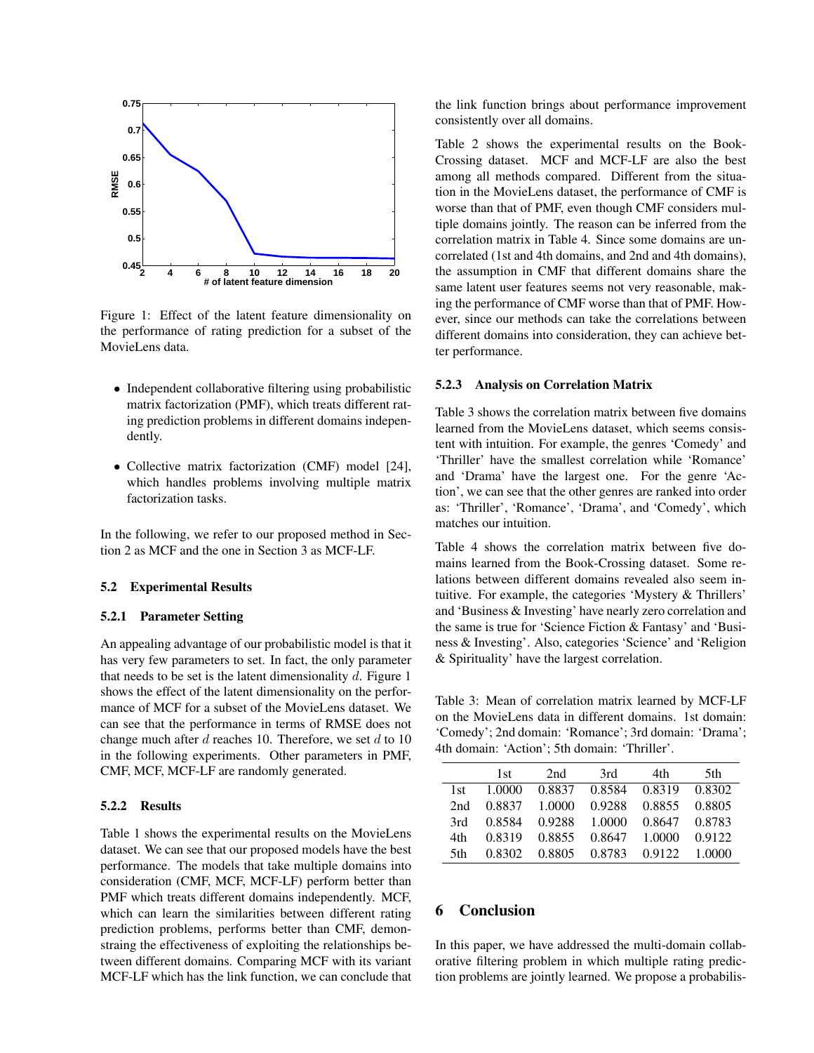Figure 1: Effect of the latent feature dimensionality on the performance of rating prediction for a subset of the MovieLens data.

- Independent collaborative filtering using probabilistic matrix factorization (PMF), which treats different rating prediction problems in different domains independently.
- Collective matrix factorization (CMF) model [24], which handles problems involving multiple matrix factorization tasks.

In the following, we refer to our proposed method in Section 2 as MCF and the one in Section 3 as MCF-LF.

### 5.2 Experimental Results

#### 5.2.1 Parameter Setting

An appealing advantage of our probabilistic model is that it has very few parameters to set. In fact, the only parameter that needs to be set is the latent dimensionality $d$. Figure 1 shows the effect of the latent dimensionality on the performance of MCF for a subset of the MovieLens dataset. We can see that the performance in terms of RMSE does not change much after $d$ reaches 10. Therefore, we set $d$ to 10 in the following experiments. Other parameters in PMF, CMF, MCF, MCF-LF are randomly generated.

#### 5.2.2 Results

Table 1 shows the experimental results on the MovieLens dataset. We can see that our proposed models have the best performance. The models that take multiple domains into consideration (CMF, MCF, MCF-LF) perform better than PMF which treats different domains independently. MCF, which can learn the similarities between different rating prediction problems, performs better than CMF, demonstrating the effectiveness of exploiting the relationships between different domains. Comparing MCF with its variant MCF-LF which has the link function, we can conclude that the link function brings about performance improvement consistently over all domains.

Table 2 shows the experimental results on the Book-Crossing dataset. MCF and MCF-LF are also the best among all methods compared. Different from the situation in the MovieLens dataset, the performance of CMF is worse than that of PMF, even though CMF considers multiple domains jointly. The reason can be inferred from the correlation matrix in Table 4. Since some domains are uncorrelated (1st and 4th domains, and 2nd and 4th domains), the assumption in CMF that different domains share the same latent user features seems not very reasonable, making the performance of CMF worse than that of PMF. However, since our methods can take the correlations between different domains into consideration, they can achieve better performance.

#### 5.2.3 Analysis on Correlation Matrix

Table 3 shows the correlation matrix between five domains learned from the MovieLens dataset, which seems consistent with intuition. For example, the genres 'Comedy' and 'Thriller' have the smallest correlation while 'Romance' and 'Drama' have the largest one. For the genre 'Action', we can see that the other genres are ranked into order as: 'Thriller', 'Romance', 'Drama', and 'Comedy', which matches our intuition.

Table 4 shows the correlation matrix between five domains learned from the Book-Crossing dataset. Some relations between different domains revealed also seem intuitive. For example, the categories 'Mystery & Thrillers' and 'Business & Investing' have nearly zero correlation and the same is true for 'Science Fiction & Fantasy' and 'Business & Investing'. Also, categories 'Science' and 'Religion & Spirituality' have the largest correlation.

Table 3: Mean of correlation matrix learned by MCF-LF on the MovieLens data in different domains. 1st domain: 'Comedy'; 2nd domain: 'Romance'; 3rd domain: 'Drama'; 4th domain: 'Action'; 5th domain: 'Thriller'.

| | 1st | 2nd | 3rd | 4th | 5th |
|---|---|---|---|---|---|
| 1st | 1.0000 | 0.8837 | 0.8584 | 0.8319 | 0.8302 |
| 2nd | 0.8837 | 1.0000 | 0.9288 | 0.8855 | 0.8805 |
| 3rd | 0.8584 | 0.9288 | 1.0000 | 0.8647 | 0.8783 |
| 4th | 0.8319 | 0.8855 | 0.8647 | 1.0000 | 0.9122 |
| 5th | 0.8302 | 0.8805 | 0.8783 | 0.9122 | 1.0000 |

## 6 Conclusion

In this paper, we have addressed the multi-domain collaborative filtering problem in which multiple rating prediction problems are jointly learned. We propose a probabilis-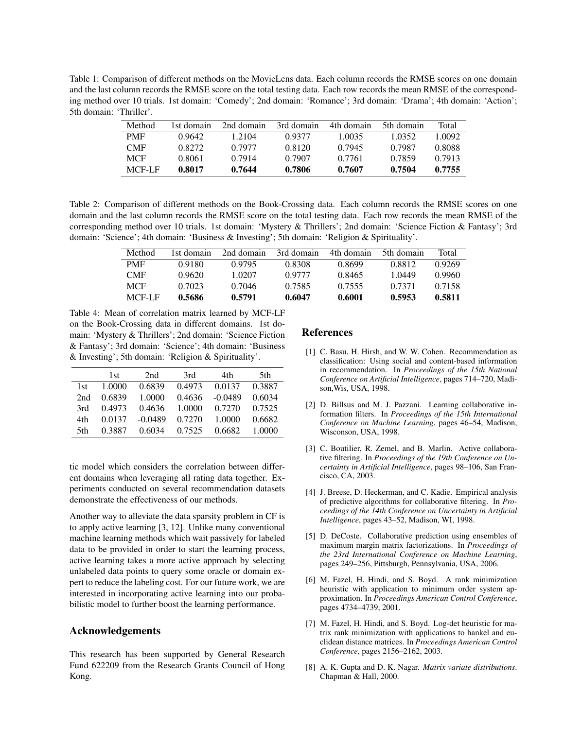Table 1: Comparison of different methods on the MovieLens data. Each column records the RMSE scores on one domain and the last column records the RMSE score on the total testing data. Each row records the mean RMSE of the corresponding method over 10 trials. 1st domain: 'Comedy'; 2nd domain: 'Romance'; 3rd domain: 'Drama'; 4th domain: 'Action'; 5th domain: 'Thriller'.

| Method | 1st domain | 2nd domain | 3rd domain | 4th domain | 5th domain | Total |
|---|---|---|---|---|---|---|
| PMF | 0.9642 | 1.2104 | 0.9377 | 1.0035 | 1.0352 | 1.0092 |
| CMF | 0.8272 | 0.7977 | 0.8120 | 0.7945 | 0.7987 | 0.8088 |
| MCF | 0.8061 | 0.7914 | 0.7907 | 0.7761 | 0.7859 | 0.7913 |
| MCF-LF | **0.8017** | **0.7644** | **0.7806** | **0.7607** | **0.7504** | **0.7755** |

Table 2: Comparison of different methods on the Book-Crossing data. Each column records the RMSE scores on one domain and the last column records the RMSE score on the total testing data. Each row records the mean RMSE of the corresponding method over 10 trials. 1st domain: 'Mystery & Thrillers'; 2nd domain: 'Science Fiction & Fantasy'; 3rd domain: 'Science'; 4th domain: 'Business & Investing'; 5th domain: 'Religion & Spirituality'.

| Method | 1st domain | 2nd domain | 3rd domain | 4th domain | 5th domain | Total |
|---|---|---|---|---|---|---|
| PMF | 0.9180 | 0.9795 | 0.8308 | 0.8699 | 0.8812 | 0.9269 |
| CMF | 0.9620 | 1.0207 | 0.9777 | 0.8465 | 1.0449 | 0.9960 |
| MCF | 0.7023 | 0.7046 | 0.7585 | 0.7555 | 0.7371 | 0.7158 |
| MCF-LF | **0.5686** | **0.5791** | **0.6047** | **0.6001** | **0.5953** | **0.5811** |

Table 4: Mean of correlation matrix learned by MCF-LF on the Book-Crossing data in different domains. 1st domain: 'Mystery & Thrillers'; 2nd domain: 'Science Fiction & Fantasy'; 3rd domain: 'Science'; 4th domain: 'Business & Investing'; 5th domain: 'Religion & Spirituality'.

| | 1st | 2nd | 3rd | 4th | 5th |
|---|---|---|---|---|---|
| 1st | 1.0000 | 0.6839 | 0.4973 | 0.0137 | 0.3887 |
| 2nd | 0.6839 | 1.0000 | 0.4636 | -0.0489 | 0.6034 |
| 3rd | 0.4973 | 0.4636 | 1.0000 | 0.7270 | 0.7525 |
| 4th | 0.0137 | -0.0489 | 0.7270 | 1.0000 | 0.6682 |
| 5th | 0.3887 | 0.6034 | 0.7525 | 0.6682 | 1.0000 |

tic model which considers the correlation between different domains when leveraging all rating data together. Experiments conducted on several recommendation datasets demonstrate the effectiveness of our methods.

Another way to alleviate the data sparsity problem in CF is to apply active learning [3, 12]. Unlike many conventional machine learning methods which wait passively for labeled data to be provided in order to start the learning process, active learning takes a more active approach by selecting unlabeled data points to query some oracle or domain expert to reduce the labeling cost. For our future work, we are interested in incorporating active learning into our probabilistic model to further boost the learning performance.

## Acknowledgements

This research has been supported by General Research Fund 622209 from the Research Grants Council of Hong Kong.

## References

[1] C. Basu, H. Hirsh, and W. W. Cohen. Recommendation as classification: Using social and content-based information in recommendation. In *Proceedings of the 15th National Conference on Artificial Intelligence*, pages 714–720, Madison,Wis, USA, 1998.

[2] D. Billsus and M. J. Pazzani. Learning collaborative information filters. In *Proceedings of the 15th International Conference on Machine Learning*, pages 46–54, Madison, Wisconson, USA, 1998.

[3] C. Boutilier, R. Zemel, and B. Marlin. Active collaborative filtering. In *Proceedings of the 19th Conference on Uncertainty in Artificial Intelligence*, pages 98–106, San Francisco, CA, 2003.

[4] J. Breese, D. Heckerman, and C. Kadie. Empirical analysis of predictive algorithms for collaborative filtering. In *Proceedings of the 14th Conference on Uncertainty in Artificial Intelligence*, pages 43–52, Madison, WI, 1998.

[5] D. DeCoste. Collaborative prediction using ensembles of maximum margin matrix factorizations. In *Proceedings of the 23rd International Conference on Machine Learning*, pages 249–256, Pittsburgh, Pennsylvania, USA, 2006.

[6] M. Fazel, H. Hindi, and S. Boyd. A rank minimization heuristic with application to minimum order system approximation. In *Proceedings American Control Conference*, pages 4734–4739, 2001.

[7] M. Fazel, H. Hindi, and S. Boyd. Log-det heuristic for matrix rank minimization with applications to hankel and euclidean distance matrices. In *Proceedings American Control Conference*, pages 2156–2162, 2003.

[8] A. K. Gupta and D. K. Nagar. *Matrix variate distributions*. Chapman & Hall, 2000.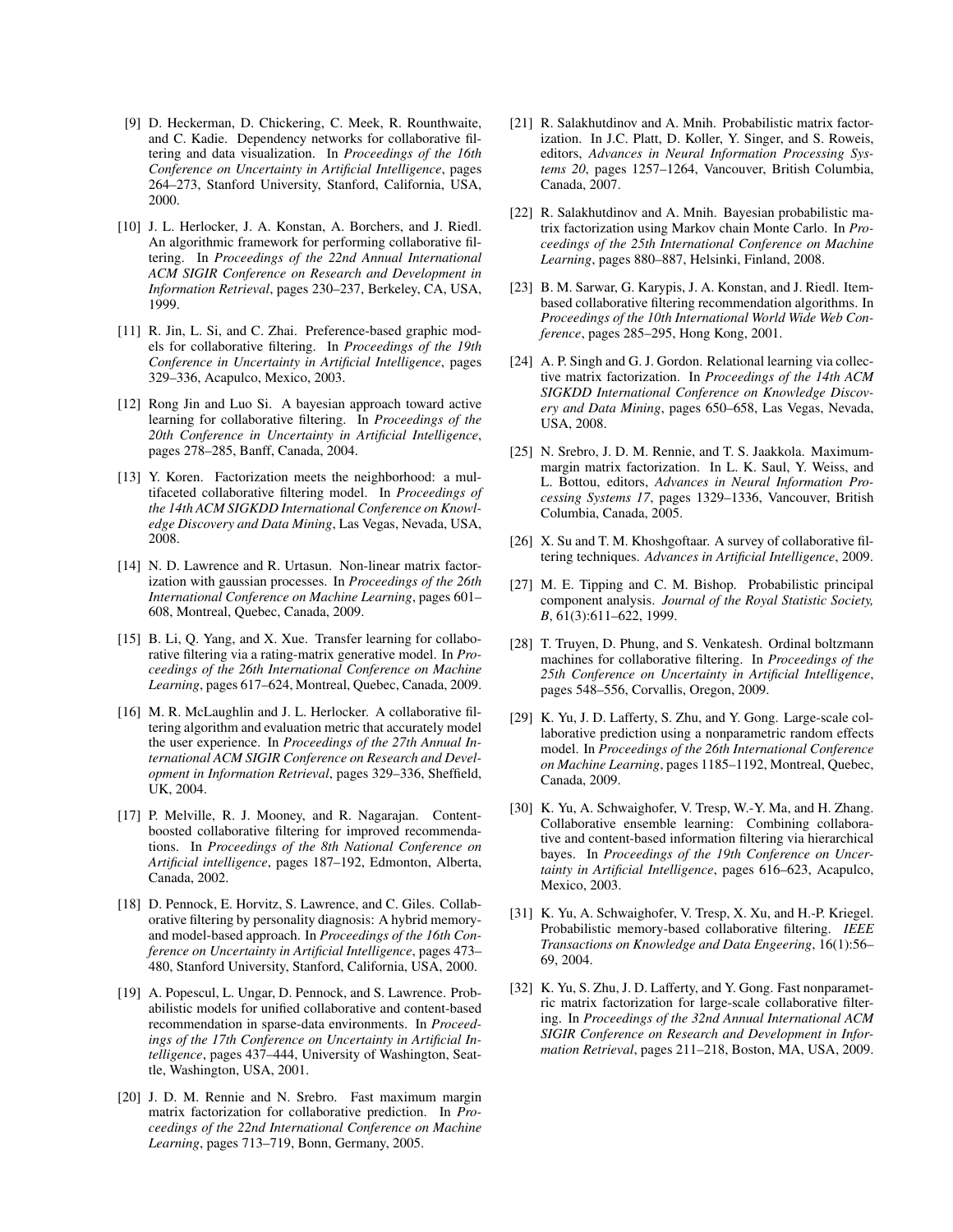[9] D. Heckerman, D. Chickering, C. Meek, R. Rounthwaite, and C. Kadie. Dependency networks for collaborative filtering and data visualization. In *Proceedings of the 16th Conference on Uncertainty in Artificial Intelligence*, pages 264–273, Stanford University, Stanford, California, USA, 2000.

[10] J. L. Herlocker, J. A. Konstan, A. Borchers, and J. Riedl. An algorithmic framework for performing collaborative filtering. In *Proceedings of the 22nd Annual International ACM SIGIR Conference on Research and Development in Information Retrieval*, pages 230–237, Berkeley, CA, USA, 1999.

[11] R. Jin, L. Si, and C. Zhai. Preference-based graphic models for collaborative filtering. In *Proceedings of the 19th Conference in Uncertainty in Artificial Intelligence*, pages 329–336, Acapulco, Mexico, 2003.

[12] Rong Jin and Luo Si. A bayesian approach toward active learning for collaborative filtering. In *Proceedings of the 20th Conference in Uncertainty in Artificial Intelligence*, pages 278–285, Banff, Canada, 2004.

[13] Y. Koren. Factorization meets the neighborhood: a multifaceted collaborative filtering model. In *Proceedings of the 14th ACM SIGKDD International Conference on Knowledge Discovery and Data Mining*, Las Vegas, Nevada, USA, 2008.

[14] N. D. Lawrence and R. Urtasun. Non-linear matrix factorization with gaussian processes. In *Proceedings of the 26th International Conference on Machine Learning*, pages 601–608, Montreal, Quebec, Canada, 2009.

[15] B. Li, Q. Yang, and X. Xue. Transfer learning for collaborative filtering via a rating-matrix generative model. In *Proceedings of the 26th International Conference on Machine Learning*, pages 617–624, Montreal, Quebec, Canada, 2009.

[16] M. R. McLaughlin and J. L. Herlocker. A collaborative filtering algorithm and evaluation metric that accurately model the user experience. In *Proceedings of the 27th Annual International ACM SIGIR Conference on Research and Development in Information Retrieval*, pages 329–336, Sheffield, UK, 2004.

[17] P. Melville, R. J. Mooney, and R. Nagarajan. Content-boosted collaborative filtering for improved recommendations. In *Proceedings of the 8th National Conference on Artificial intelligence*, pages 187–192, Edmonton, Alberta, Canada, 2002.

[18] D. Pennock, E. Horvitz, S. Lawrence, and C. Giles. Collaborative filtering by personality diagnosis: A hybrid memory- and model-based approach. In *Proceedings of the 16th Conference on Uncertainty in Artificial Intelligence*, pages 473–480, Stanford University, Stanford, California, USA, 2000.

[19] A. Popescul, L. Ungar, D. Pennock, and S. Lawrence. Probabilistic models for unified collaborative and content-based recommendation in sparse-data environments. In *Proceedings of the 17th Conference on Uncertainty in Artificial Intelligence*, pages 437–444, University of Washington, Seattle, Washington, USA, 2001.

[20] J. D. M. Rennie and N. Srebro. Fast maximum margin matrix factorization for collaborative prediction. In *Proceedings of the 22nd International Conference on Machine Learning*, pages 713–719, Bonn, Germany, 2005.

[21] R. Salakhutdinov and A. Mnih. Probabilistic matrix factorization. In J.C. Platt, D. Koller, Y. Singer, and S. Roweis, editors, *Advances in Neural Information Processing Systems 20*, pages 1257–1264, Vancouver, British Columbia, Canada, 2007.

[22] R. Salakhutdinov and A. Mnih. Bayesian probabilistic matrix factorization using Markov chain Monte Carlo. In *Proceedings of the 25th International Conference on Machine Learning*, pages 880–887, Helsinki, Finland, 2008.

[23] B. M. Sarwar, G. Karypis, J. A. Konstan, and J. Riedl. Item-based collaborative filtering recommendation algorithms. In *Proceedings of the 10th International World Wide Web Conference*, pages 285–295, Hong Kong, 2001.

[24] A. P. Singh and G. J. Gordon. Relational learning via collective matrix factorization. In *Proceedings of the 14th ACM SIGKDD International Conference on Knowledge Discovery and Data Mining*, pages 650–658, Las Vegas, Nevada, USA, 2008.

[25] N. Srebro, J. D. M. Rennie, and T. S. Jaakkola. Maximum-margin matrix factorization. In L. K. Saul, Y. Weiss, and L. Bottou, editors, *Advances in Neural Information Processing Systems 17*, pages 1329–1336, Vancouver, British Columbia, Canada, 2005.

[26] X. Su and T. M. Khoshgoftaar. A survey of collaborative filtering techniques. *Advances in Artificial Intelligence*, 2009.

[27] M. E. Tipping and C. M. Bishop. Probabilistic principal component analysis. *Journal of the Royal Statistic Society, B*, 61(3):611–622, 1999.

[28] T. Truyen, D. Phung, and S. Venkatesh. Ordinal boltzmann machines for collaborative filtering. In *Proceedings of the 25th Conference on Uncertainty in Artificial Intelligence*, pages 548–556, Corvallis, Oregon, 2009.

[29] K. Yu, J. D. Lafferty, S. Zhu, and Y. Gong. Large-scale collaborative prediction using a nonparametric random effects model. In *Proceedings of the 26th International Conference on Machine Learning*, pages 1185–1192, Montreal, Quebec, Canada, 2009.

[30] K. Yu, A. Schwaighofer, V. Tresp, W.-Y. Ma, and H. Zhang. Collaborative ensemble learning: Combining collaborative and content-based information filtering via hierarchical bayes. In *Proceedings of the 19th Conference on Uncertainty in Artificial Intelligence*, pages 616–623, Acapulco, Mexico, 2003.

[31] K. Yu, A. Schwaighofer, V. Tresp, X. Xu, and H.-P. Kriegel. Probabilistic memory-based collaborative filtering. *IEEE Transactions on Knowledge and Data Engeering*, 16(1):56–69, 2004.

[32] K. Yu, S. Zhu, J. D. Lafferty, and Y. Gong. Fast nonparametric matrix factorization for large-scale collaborative filtering. In *Proceedings of the 32nd Annual International ACM SIGIR Conference on Research and Development in Information Retrieval*, pages 211–218, Boston, MA, USA, 2009.